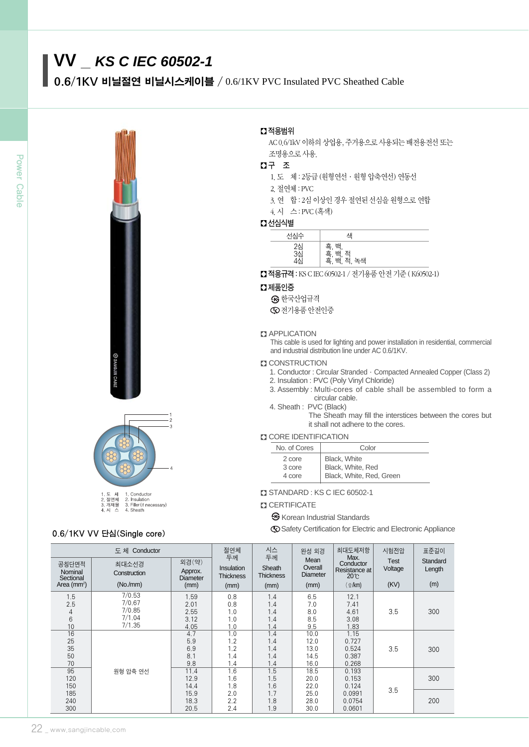# VV _ *KS C IEC 60502-1*

## 0.6/1KV 비닐절연 비닐시스케이블 / 0.6/1KV PVC Insulated PVC Sheathed Cable

1. 도 체 1. Conductor
2. 절연체 2. Insulation
3. 개재물 3. Filler(if necessary)
4. 시 스 4. Sheath

### 적용범위

AC 0.6/1kV 이하의 상업용, 주거용으로 사용되는 배전용전선 또는 조명용으로 사용.

### 구 조

1. 도 체 : 2등급 (원형연선 · 원형 압축연선) 연동선
2. 절연체 : PVC
3. 연 합 : 2심 이상인 경우 절연된 선심을 원형으로 연합
4. 시 스 : PVC (흑색)

### 선심식별

| 선심수 | 색 |
|---|---|
| 2심 | 흑, 백, |
| 3심 | 흑, 백, 적 |
| 4심 | 흑, 백, 적, 녹색 |

### 적용규격 : KS C IEC 60502-1 / 전기용품 안전 기준 ( K60502-1)

### 제품인증

- 한국산업규격
- 전기용품 안전인증

### APPLICATION

This cable is used for lighting and power installation in residential, commercial and industrial distribution line under AC 0.6/1KV.

### CONSTRUCTION

1. Conductor : Circular Stranded · Compacted Annealed Copper (Class 2)
2. Insulation : PVC (Poly Vinyl Chloride)
3. Assembly : Multi-cores of cable shall be assembled to form a circular cable.
4. Sheath : PVC (Black)
   The Sheath may fill the interstices between the cores but it shall not adhere to the cores.

### CORE IDENTIFICATION

| No. of Cores | Color |
|---|---|
| 2 core | Black, White |
| 3 core | Black, White, Red |
| 4 core | Black, White, Red, Green |

### STANDARD : KS C IEC 60502-1

### CERTIFICATE

- Korean Industrial Standards
- Safety Certification for Electric and Electronic Appliance

## 0.6/1KV VV 단심(Single core)

| 도 체 Conductor | | | 절연체 두께 Insulation Thickness | 시스 두께 Sheath Thickness | 완성 외경 Mean Overall Diameter | 최대도체저항 Max. Conductor Resistance at 20℃ | 시험전압 Test Voltage | 표준길이 Standard Length |
|---|---|---|---|---|---|---|---|---|
| 공칭단면적 Nominal Sectional Area (mm²) | 최대소선경 Construction (No./mm) | 외경(약) Approx. Diameter (mm) | (mm) | (mm) | (mm) | (Ω/km) | (KV) | (m) |
| 1.5 | 7/0.53 | 1.59 | 0.8 | 1.4 | 6.5 | 12.1 | 3.5 | 300 |
| 2.5 | 7/0.67 | 2.01 | 0.8 | 1.4 | 7.0 | 7.41 | | |
| 4 | 7/0.85 | 2.55 | 1.0 | 1.4 | 8.0 | 4.61 | | |
| 6 | 7/1.04 | 3.12 | 1.0 | 1.4 | 8.5 | 3.08 | | |
| 10 | 7/1.35 | 4.05 | 1.0 | 1.4 | 9.5 | 1.83 | | |
| 16 | 원형 압축 연선 | 4.7 | 1.0 | 1.4 | 10.0 | 1.15 | 3.5 | 300 |
| 25 | | 5.9 | 1.2 | 1.4 | 12.0 | 0.727 | | |
| 35 | | 6.9 | 1.2 | 1.4 | 13.0 | 0.524 | | |
| 50 | | 8.1 | 1.4 | 1.4 | 14.5 | 0.387 | | |
| 70 | | 9.8 | 1.4 | 1.4 | 16.0 | 0.268 | | |
| 95 | | 11.4 | 1.6 | 1.5 | 18.5 | 0.193 | 3.5 | 300 |
| 120 | | 12.9 | 1.6 | 1.5 | 20.0 | 0.153 | | |
| 150 | | 14.4 | 1.8 | 1.6 | 22.0 | 0.124 | | |
| 185 | | 15.9 | 2.0 | 1.7 | 25.0 | 0.0991 | | 200 |
| 240 | | 18.3 | 2.2 | 1.8 | 28.0 | 0.0754 | | |
| 300 | | 20.5 | 2.4 | 1.9 | 30.0 | 0.0601 | | |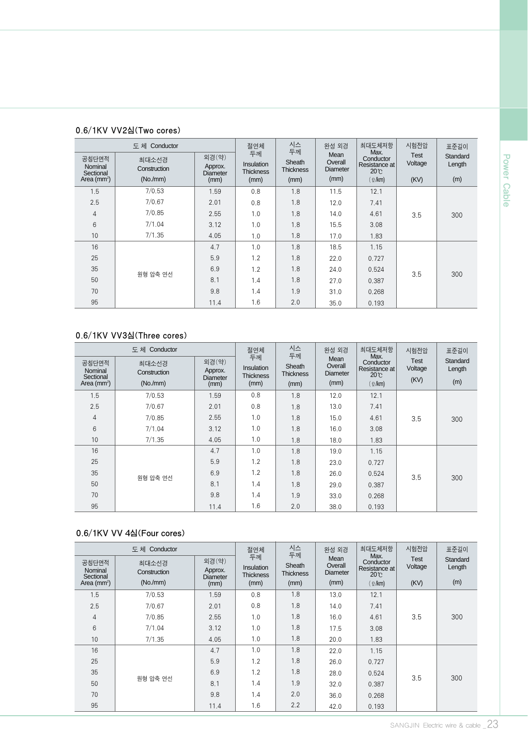### 0.6/1KV VV2심(Two cores)

| 도 체 Conductor | | | 절연체 두께 Insulation Thickness (mm) | 시스 두께 Sheath Thickness (mm) | 완성 외경 Mean Overall Diameter (mm) | 최대도체저항 Max. Conductor Resistance at 20℃ (Ω/km) | 시험전압 Test Voltage (KV) | 표준길이 Standard Length (m) |
|---|---|---|---|---|---|---|---|---|
| 공칭단면적 Nominal Sectional Area (mm²) | 최대소선경 Construction (No./mm) | 외경(약) Approx. Diameter (mm) | | | | | | |
| 1.5 | 7/0.53 | 1.59 | 0.8 | 1.8 | 11.5 | 12.1 | 3.5 | 300 |
| 2.5 | 7/0.67 | 2.01 | 0.8 | 1.8 | 12.0 | 7.41 | | |
| 4 | 7/0.85 | 2.55 | 1.0 | 1.8 | 14.0 | 4.61 | | |
| 6 | 7/1.04 | 3.12 | 1.0 | 1.8 | 15.5 | 3.08 | | |
| 10 | 7/1.35 | 4.05 | 1.0 | 1.8 | 17.0 | 1.83 | | |
| 16 | 원형 압축 연선 | 4.7 | 1.0 | 1.8 | 18.5 | 1.15 | 3.5 | 300 |
| 25 | | 5.9 | 1.2 | 1.8 | 22.0 | 0.727 | | |
| 35 | | 6.9 | 1.2 | 1.8 | 24.0 | 0.524 | | |
| 50 | | 8.1 | 1.4 | 1.8 | 27.0 | 0.387 | | |
| 70 | | 9.8 | 1.4 | 1.9 | 31.0 | 0.268 | | |
| 95 | | 11.4 | 1.6 | 2.0 | 35.0 | 0.193 | | |

### 0.6/1KV VV3심(Three cores)

| 도 체 Conductor | | | 절연체 두께 Insulation Thickness (mm) | 시스 두께 Sheath Thickness (mm) | 완성 외경 Mean Overall Diameter (mm) | 최대도체저항 Max. Conductor Resistance at 20℃ (Ω/km) | 시험전압 Test Voltage (KV) | 표준길이 Standard Length (m) |
|---|---|---|---|---|---|---|---|---|
| 공칭단면적 Nominal Sectional Area (mm²) | 최대소선경 Construction (No./mm) | 외경(약) Approx. Diameter (mm) | | | | | | |
| 1.5 | 7/0.53 | 1.59 | 0.8 | 1.8 | 12.0 | 12.1 | 3.5 | 300 |
| 2.5 | 7/0.67 | 2.01 | 0.8 | 1.8 | 13.0 | 7.41 | | |
| 4 | 7/0.85 | 2.55 | 1.0 | 1.8 | 15.0 | 4.61 | | |
| 6 | 7/1.04 | 3.12 | 1.0 | 1.8 | 16.0 | 3.08 | | |
| 10 | 7/1.35 | 4.05 | 1.0 | 1.8 | 18.0 | 1.83 | | |
| 16 | 원형 압축 연선 | 4.7 | 1.0 | 1.8 | 19.0 | 1.15 | 3.5 | 300 |
| 25 | | 5.9 | 1.2 | 1.8 | 23.0 | 0.727 | | |
| 35 | | 6.9 | 1.2 | 1.8 | 26.0 | 0.524 | | |
| 50 | | 8.1 | 1.4 | 1.8 | 29.0 | 0.387 | | |
| 70 | | 9.8 | 1.4 | 1.9 | 33.0 | 0.268 | | |
| 95 | | 11.4 | 1.6 | 2.0 | 38.0 | 0.193 | | |

### 0.6/1KV VV 4심(Four cores)

| 도 체 Conductor | | | 절연체 두께 Insulation Thickness (mm) | 시스 두께 Sheath Thickness (mm) | 완성 외경 Mean Overall Diameter (mm) | 최대도체저항 Max. Conductor Resistance at 20℃ (Ω/km) | 시험전압 Test Voltage (KV) | 표준길이 Standard Length (m) |
|---|---|---|---|---|---|---|---|---|
| 공칭단면적 Nominal Sectional Area (mm²) | 최대소선경 Construction (No./mm) | 외경(약) Approx. Diameter (mm) | | | | | | |
| 1.5 | 7/0.53 | 1.59 | 0.8 | 1.8 | 13.0 | 12.1 | 3.5 | 300 |
| 2.5 | 7/0.67 | 2.01 | 0.8 | 1.8 | 14.0 | 7.41 | | |
| 4 | 7/0.85 | 2.55 | 1.0 | 1.8 | 16.0 | 4.61 | | |
| 6 | 7/1.04 | 3.12 | 1.0 | 1.8 | 17.5 | 3.08 | | |
| 10 | 7/1.35 | 4.05 | 1.0 | 1.8 | 20.0 | 1.83 | | |
| 16 | 원형 압축 연선 | 4.7 | 1.0 | 1.8 | 22.0 | 1.15 | 3.5 | 300 |
| 25 | | 5.9 | 1.2 | 1.8 | 26.0 | 0.727 | | |
| 35 | | 6.9 | 1.2 | 1.8 | 28.0 | 0.524 | | |
| 50 | | 8.1 | 1.4 | 1.9 | 32.0 | 0.387 | | |
| 70 | | 9.8 | 1.4 | 2.0 | 36.0 | 0.268 | | |
| 95 | | 11.4 | 1.6 | 2.2 | 42.0 | 0.193 | | |